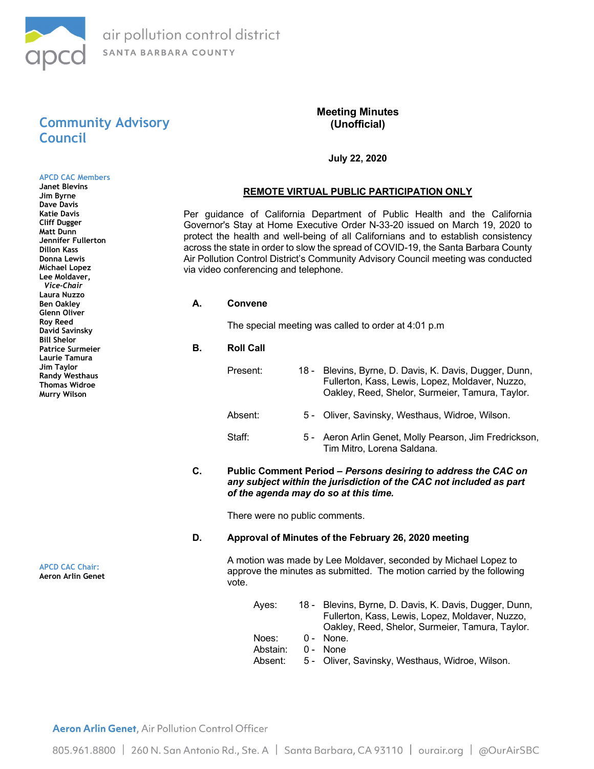air pollution control district

SANTA BARBARA COUNTY

## Community Advisory Council

**APCD CAC Members**
Janet Blevins
Jim Byrne
Dave Davis
Katie Davis
Cliff Dugger
Matt Dunn
Jennifer Fullerton
Dillon Kass
Donna Lewis
Michael Lopez
Lee Moldaver, *Vice-Chair*
Laura Nuzzo
Ben Oakley
Glenn Oliver
Roy Reed
David Savinsky
Bill Shelor
Patrice Surmeier
Laurie Tamura
Jim Taylor
Randy Westhaus
Thomas Widroe
Murry Wilson

**APCD CAC Chair:**
Aeron Arlin Genet

**Meeting Minutes**
**(Unofficial)**

**July 22, 2020**

**REMOTE VIRTUAL PUBLIC PARTICIPATION ONLY**

Per guidance of California Department of Public Health and the California Governor's Stay at Home Executive Order N-33-20 issued on March 19, 2020 to protect the health and well-being of all Californians and to establish consistency across the state in order to slow the spread of COVID-19, the Santa Barbara County Air Pollution Control District's Community Advisory Council meeting was conducted via video conferencing and telephone.

**A. Convene**

The special meeting was called to order at 4:01 p.m

**B. Roll Call**

Present: 18 - Blevins, Byrne, D. Davis, K. Davis, Dugger, Dunn, Fullerton, Kass, Lewis, Lopez, Moldaver, Nuzzo, Oakley, Reed, Shelor, Surmeier, Tamura, Taylor.

Absent: 5 - Oliver, Savinsky, Westhaus, Widroe, Wilson.

Staff: 5 - Aeron Arlin Genet, Molly Pearson, Jim Fredrickson, Tim Mitro, Lorena Saldana.

**C. Public Comment Period – *Persons desiring to address the CAC on any subject within the jurisdiction of the CAC not included as part of the agenda may do so at this time.***

There were no public comments.

**D. Approval of Minutes of the February 26, 2020 meeting**

A motion was made by Lee Moldaver, seconded by Michael Lopez to approve the minutes as submitted. The motion carried by the following vote.

Ayes: 18 - Blevins, Byrne, D. Davis, K. Davis, Dugger, Dunn, Fullerton, Kass, Lewis, Lopez, Moldaver, Nuzzo, Oakley, Reed, Shelor, Surmeier, Tamura, Taylor.
Noes: 0 - None.
Abstain: 0 - None
Absent: 5 - Oliver, Savinsky, Westhaus, Widroe, Wilson.

**Aeron Arlin Genet**, Air Pollution Control Officer

805.961.8800 | 260 N. San Antonio Rd., Ste. A | Santa Barbara, CA 93110 | ourair.org | @OurAirSBC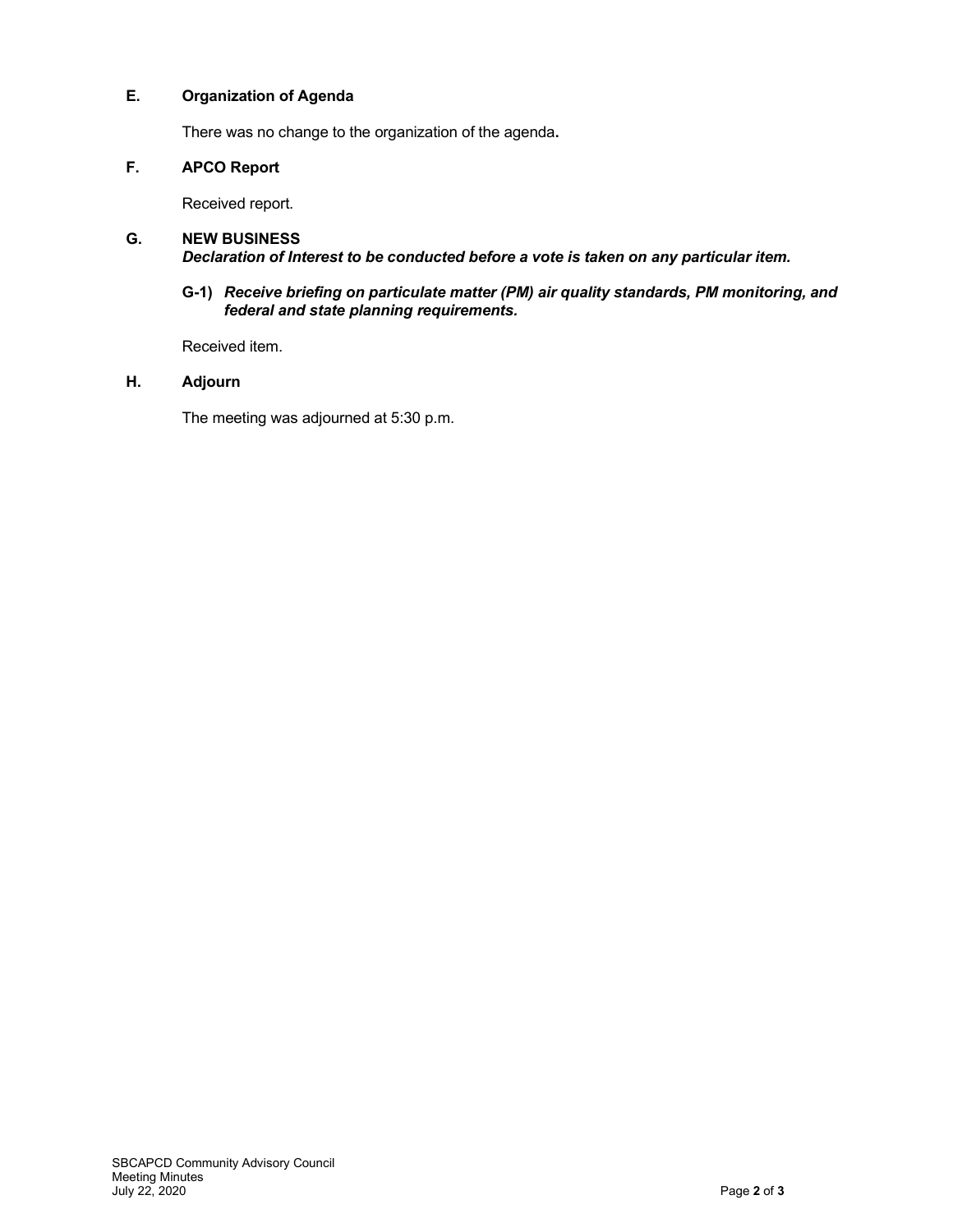### E. Organization of Agenda

There was no change to the organization of the agenda**.**

### F. APCO Report

Received report.

### G. NEW BUSINESS

***Declaration of Interest to be conducted before a vote is taken on any particular item.***

**G-1)** ***Receive briefing on particulate matter (PM) air quality standards, PM monitoring, and federal and state planning requirements.***

Received item.

### H. Adjourn

The meeting was adjourned at 5:30 p.m.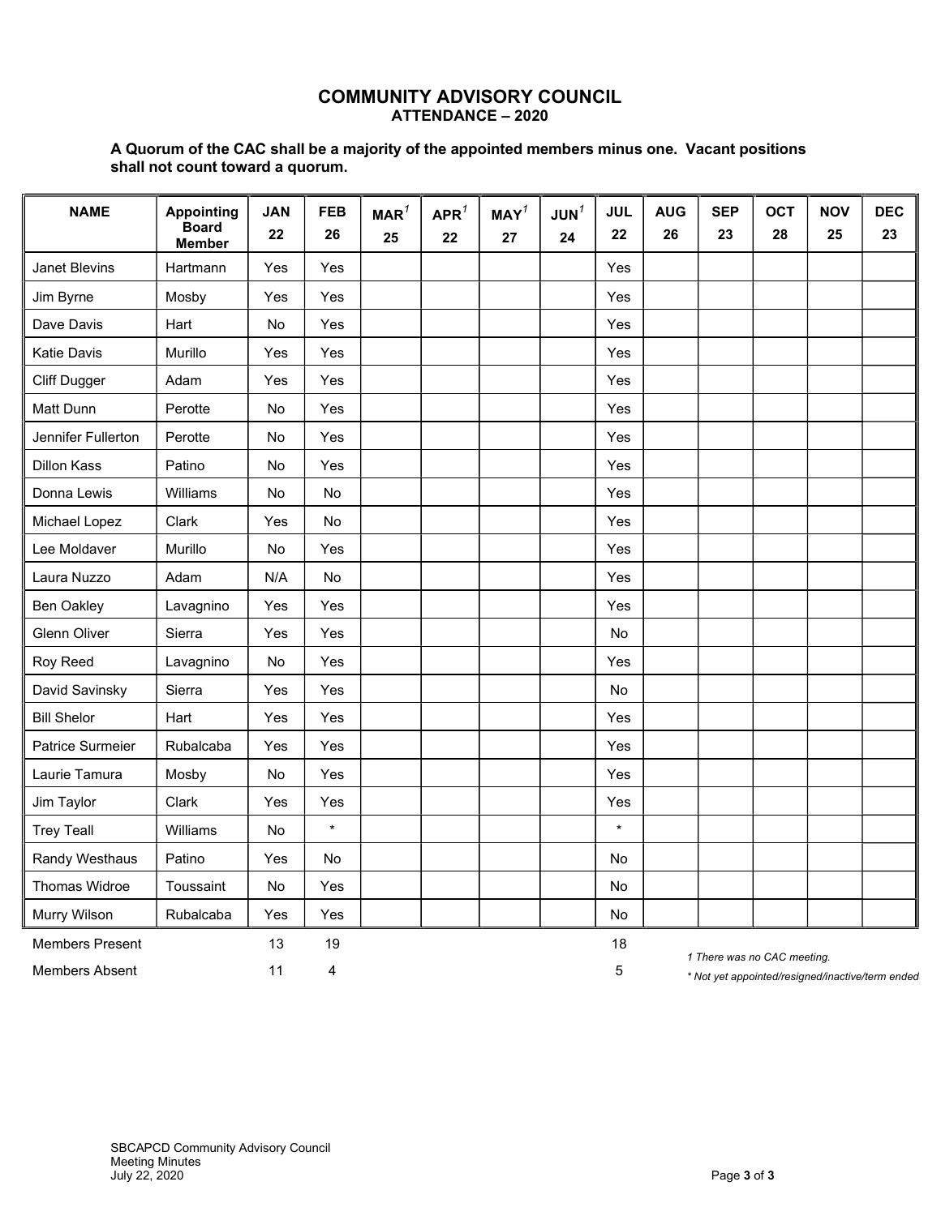# COMMUNITY ADVISORY COUNCIL
## ATTENDANCE – 2020

**A Quorum of the CAC shall be a majority of the appointed members minus one. Vacant positions shall not count toward a quorum.**

| NAME | Appointing Board Member | JAN 22 | FEB 26 | MAR[1] 25 | APR[1] 22 | MAY[1] 27 | JUN[1] 24 | JUL 22 | AUG 26 | SEP 23 | OCT 28 | NOV 25 | DEC 23 |
|---|---|---|---|---|---|---|---|---|---|---|---|---|---|
| Janet Blevins | Hartmann | Yes | Yes | | | | | Yes | | | | | |
| Jim Byrne | Mosby | Yes | Yes | | | | | Yes | | | | | |
| Dave Davis | Hart | No | Yes | | | | | Yes | | | | | |
| Katie Davis | Murillo | Yes | Yes | | | | | Yes | | | | | |
| Cliff Dugger | Adam | Yes | Yes | | | | | Yes | | | | | |
| Matt Dunn | Perotte | No | Yes | | | | | Yes | | | | | |
| Jennifer Fullerton | Perotte | No | Yes | | | | | Yes | | | | | |
| Dillon Kass | Patino | No | Yes | | | | | Yes | | | | | |
| Donna Lewis | Williams | No | No | | | | | Yes | | | | | |
| Michael Lopez | Clark | Yes | No | | | | | Yes | | | | | |
| Lee Moldaver | Murillo | No | Yes | | | | | Yes | | | | | |
| Laura Nuzzo | Adam | N/A | No | | | | | Yes | | | | | |
| Ben Oakley | Lavagnino | Yes | Yes | | | | | Yes | | | | | |
| Glenn Oliver | Sierra | Yes | Yes | | | | | No | | | | | |
| Roy Reed | Lavagnino | No | Yes | | | | | Yes | | | | | |
| David Savinsky | Sierra | Yes | Yes | | | | | No | | | | | |
| Bill Shelor | Hart | Yes | Yes | | | | | Yes | | | | | |
| Patrice Surmeier | Rubalcaba | Yes | Yes | | | | | Yes | | | | | |
| Laurie Tamura | Mosby | No | Yes | | | | | Yes | | | | | |
| Jim Taylor | Clark | Yes | Yes | | | | | Yes | | | | | |
| Trey Teall | Williams | No | * | | | | | * | | | | | |
| Randy Westhaus | Patino | Yes | No | | | | | No | | | | | |
| Thomas Widroe | Toussaint | No | Yes | | | | | No | | | | | |
| Murry Wilson | Rubalcaba | Yes | Yes | | | | | No | | | | | |
| Members Present | | 13 | 19 | | | | | 18 | | | | | |
| Members Absent | | 11 | 4 | | | | | 5 | | | | | |

*1 There was no CAC meeting.*

*\* Not yet appointed/resigned/inactive/term ended*

SBCAPCD Community Advisory Council
Meeting Minutes
July 22, 2020